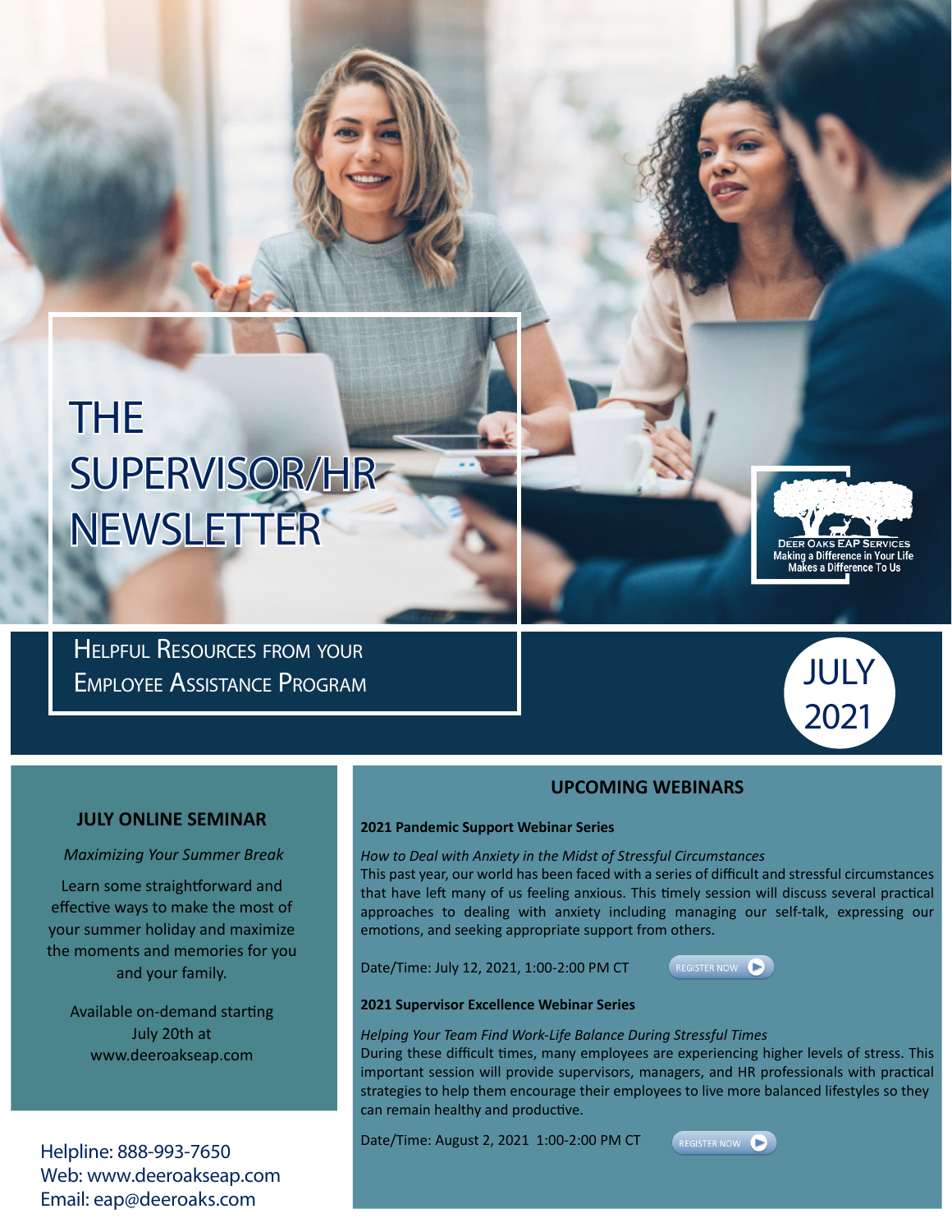# THE SUPERVISOR/HR NEWSLETTER

Deer Oaks EAP Services
Making a Difference in Your Life Makes a Difference To Us

## Helpful Resources from your Employee Assistance Program

JULY 2021

## JULY ONLINE SEMINAR

*Maximizing Your Summer Break*

Learn some straightforward and effective ways to make the most of your summer holiday and maximize the moments and memories for you and your family.

Available on-demand starting July 20th at www.deeroakseap.com

## UPCOMING WEBINARS

**2021 Pandemic Support Webinar Series**

*How to Deal with Anxiety in the Midst of Stressful Circumstances*
This past year, our world has been faced with a series of difficult and stressful circumstances that have left many of us feeling anxious. This timely session will discuss several practical approaches to dealing with anxiety including managing our self-talk, expressing our emotions, and seeking appropriate support from others.

Date/Time: July 12, 2021, 1:00-2:00 PM CT

REGISTER NOW

**2021 Supervisor Excellence Webinar Series**

*Helping Your Team Find Work-Life Balance During Stressful Times*
During these difficult times, many employees are experiencing higher levels of stress. This important session will provide supervisors, managers, and HR professionals with practical strategies to help them encourage their employees to live more balanced lifestyles so they can remain healthy and productive.

Date/Time: August 2, 2021 1:00-2:00 PM CT

REGISTER NOW

Helpline: 888-993-7650
Web: www.deeroakseap.com
Email: eap@deeroaks.com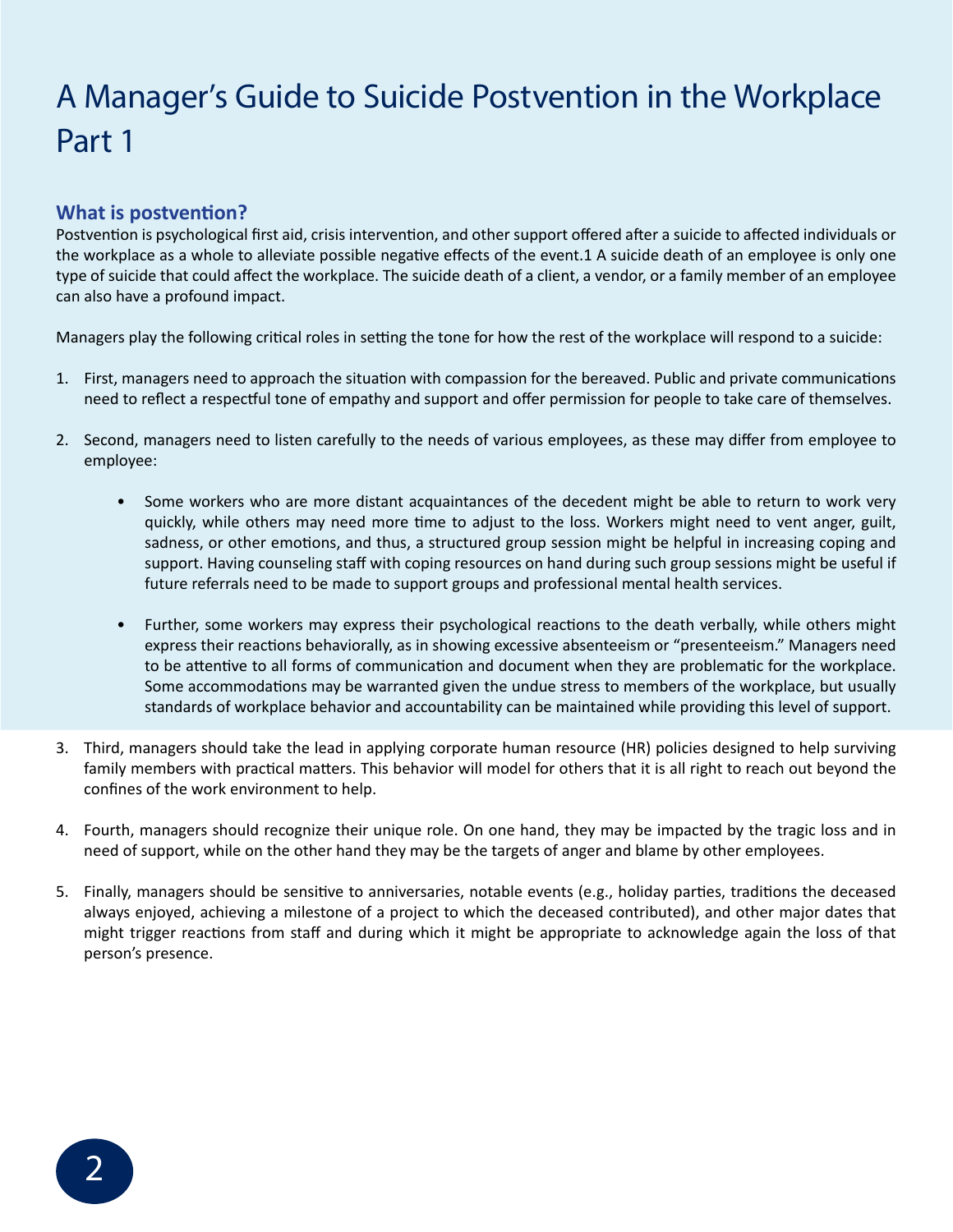# A Manager's Guide to Suicide Postvention in the Workplace Part 1

## What is postvention?

Postvention is psychological first aid, crisis intervention, and other support offered after a suicide to affected individuals or the workplace as a whole to alleviate possible negative effects of the event.[1] A suicide death of an employee is only one type of suicide that could affect the workplace. The suicide death of a client, a vendor, or a family member of an employee can also have a profound impact.

Managers play the following critical roles in setting the tone for how the rest of the workplace will respond to a suicide:

1. First, managers need to approach the situation with compassion for the bereaved. Public and private communications need to reflect a respectful tone of empathy and support and offer permission for people to take care of themselves.

2. Second, managers need to listen carefully to the needs of various employees, as these may differ from employee to employee:

   - Some workers who are more distant acquaintances of the decedent might be able to return to work very quickly, while others may need more time to adjust to the loss. Workers might need to vent anger, guilt, sadness, or other emotions, and thus, a structured group session might be helpful in increasing coping and support. Having counseling staff with coping resources on hand during such group sessions might be useful if future referrals need to be made to support groups and professional mental health services.

   - Further, some workers may express their psychological reactions to the death verbally, while others might express their reactions behaviorally, as in showing excessive absenteeism or "presenteeism." Managers need to be attentive to all forms of communication and document when they are problematic for the workplace. Some accommodations may be warranted given the undue stress to members of the workplace, but usually standards of workplace behavior and accountability can be maintained while providing this level of support.

3. Third, managers should take the lead in applying corporate human resource (HR) policies designed to help surviving family members with practical matters. This behavior will model for others that it is all right to reach out beyond the confines of the work environment to help.

4. Fourth, managers should recognize their unique role. On one hand, they may be impacted by the tragic loss and in need of support, while on the other hand they may be the targets of anger and blame by other employees.

5. Finally, managers should be sensitive to anniversaries, notable events (e.g., holiday parties, traditions the deceased always enjoyed, achieving a milestone of a project to which the deceased contributed), and other major dates that might trigger reactions from staff and during which it might be appropriate to acknowledge again the loss of that person's presence.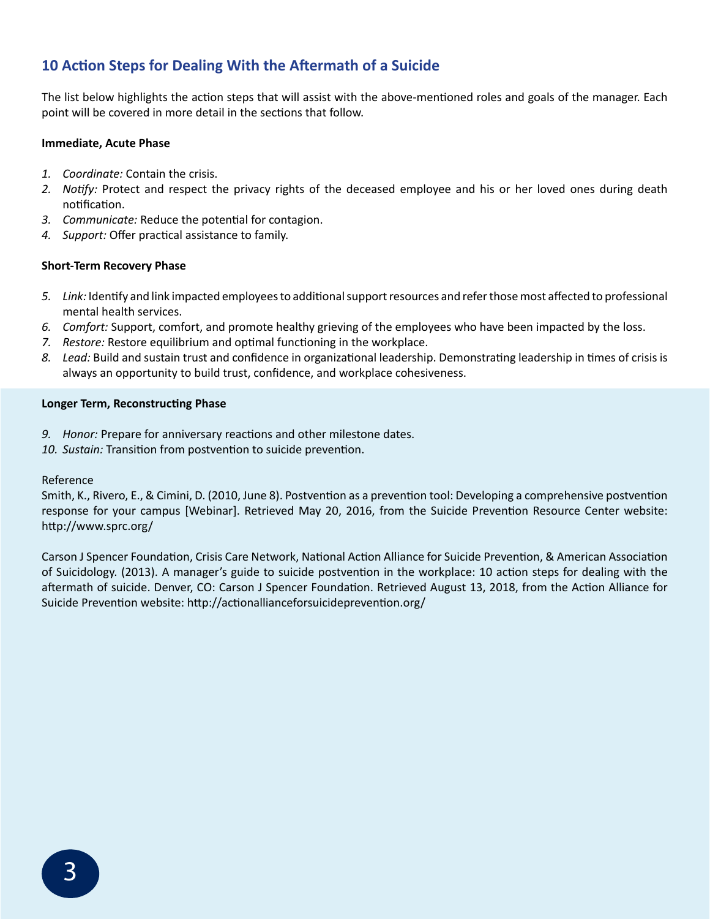## 10 Action Steps for Dealing With the Aftermath of a Suicide

The list below highlights the action steps that will assist with the above-mentioned roles and goals of the manager. Each point will be covered in more detail in the sections that follow.

**Immediate, Acute Phase**

1. *Coordinate:* Contain the crisis.
2. *Notify:* Protect and respect the privacy rights of the deceased employee and his or her loved ones during death notification.
3. *Communicate:* Reduce the potential for contagion.
4. *Support:* Offer practical assistance to family.

**Short-Term Recovery Phase**

5. *Link:* Identify and link impacted employees to additional support resources and refer those most affected to professional mental health services.
6. *Comfort:* Support, comfort, and promote healthy grieving of the employees who have been impacted by the loss.
7. *Restore:* Restore equilibrium and optimal functioning in the workplace.
8. *Lead:* Build and sustain trust and confidence in organizational leadership. Demonstrating leadership in times of crisis is always an opportunity to build trust, confidence, and workplace cohesiveness.

**Longer Term, Reconstructing Phase**

9. *Honor:* Prepare for anniversary reactions and other milestone dates.
10. *Sustain:* Transition from postvention to suicide prevention.

Reference

Smith, K., Rivero, E., & Cimini, D. (2010, June 8). Postvention as a prevention tool: Developing a comprehensive postvention response for your campus [Webinar]. Retrieved May 20, 2016, from the Suicide Prevention Resource Center website: http://www.sprc.org/

Carson J Spencer Foundation, Crisis Care Network, National Action Alliance for Suicide Prevention, & American Association of Suicidology. (2013). A manager's guide to suicide postvention in the workplace: 10 action steps for dealing with the aftermath of suicide. Denver, CO: Carson J Spencer Foundation. Retrieved August 13, 2018, from the Action Alliance for Suicide Prevention website: http://actionallianceforsuicideprevention.org/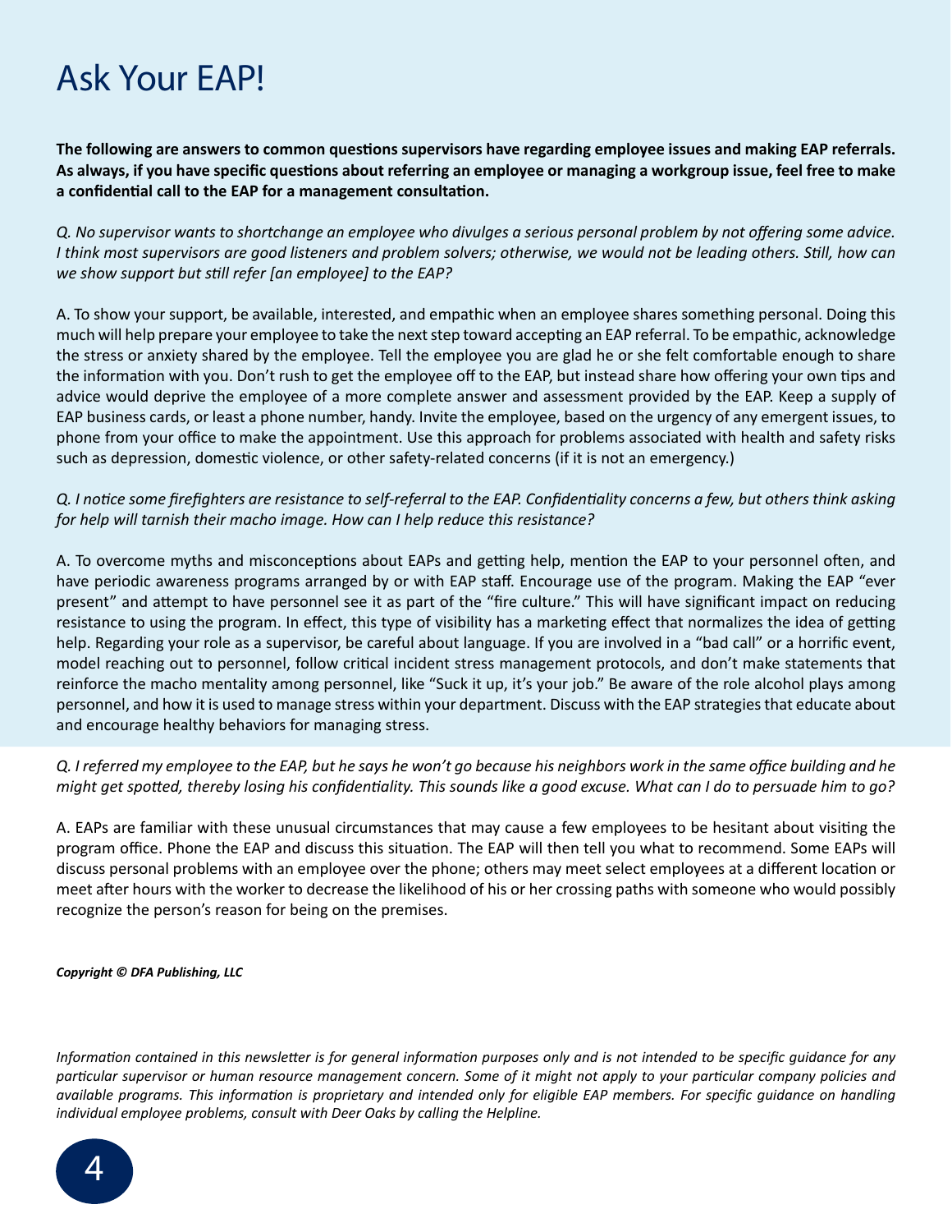# Ask Your EAP!

**The following are answers to common questions supervisors have regarding employee issues and making EAP referrals. As always, if you have specific questions about referring an employee or managing a workgroup issue, feel free to make a confidential call to the EAP for a management consultation.**

*Q. No supervisor wants to shortchange an employee who divulges a serious personal problem by not offering some advice. I think most supervisors are good listeners and problem solvers; otherwise, we would not be leading others. Still, how can we show support but still refer [an employee] to the EAP?*

A. To show your support, be available, interested, and empathic when an employee shares something personal. Doing this much will help prepare your employee to take the next step toward accepting an EAP referral. To be empathic, acknowledge the stress or anxiety shared by the employee. Tell the employee you are glad he or she felt comfortable enough to share the information with you. Don't rush to get the employee off to the EAP, but instead share how offering your own tips and advice would deprive the employee of a more complete answer and assessment provided by the EAP. Keep a supply of EAP business cards, or least a phone number, handy. Invite the employee, based on the urgency of any emergent issues, to phone from your office to make the appointment. Use this approach for problems associated with health and safety risks such as depression, domestic violence, or other safety-related concerns (if it is not an emergency.)

*Q. I notice some firefighters are resistance to self-referral to the EAP. Confidentiality concerns a few, but others think asking for help will tarnish their macho image. How can I help reduce this resistance?*

A. To overcome myths and misconceptions about EAPs and getting help, mention the EAP to your personnel often, and have periodic awareness programs arranged by or with EAP staff. Encourage use of the program. Making the EAP "ever present" and attempt to have personnel see it as part of the "fire culture." This will have significant impact on reducing resistance to using the program. In effect, this type of visibility has a marketing effect that normalizes the idea of getting help. Regarding your role as a supervisor, be careful about language. If you are involved in a "bad call" or a horrific event, model reaching out to personnel, follow critical incident stress management protocols, and don't make statements that reinforce the macho mentality among personnel, like "Suck it up, it's your job." Be aware of the role alcohol plays among personnel, and how it is used to manage stress within your department. Discuss with the EAP strategies that educate about and encourage healthy behaviors for managing stress.

*Q. I referred my employee to the EAP, but he says he won't go because his neighbors work in the same office building and he might get spotted, thereby losing his confidentiality. This sounds like a good excuse. What can I do to persuade him to go?*

A. EAPs are familiar with these unusual circumstances that may cause a few employees to be hesitant about visiting the program office. Phone the EAP and discuss this situation. The EAP will then tell you what to recommend. Some EAPs will discuss personal problems with an employee over the phone; others may meet select employees at a different location or meet after hours with the worker to decrease the likelihood of his or her crossing paths with someone who would possibly recognize the person's reason for being on the premises.

***Copyright © DFA Publishing, LLC***

*Information contained in this newsletter is for general information purposes only and is not intended to be specific guidance for any particular supervisor or human resource management concern. Some of it might not apply to your particular company policies and available programs. This information is proprietary and intended only for eligible EAP members. For specific guidance on handling individual employee problems, consult with Deer Oaks by calling the Helpline.*